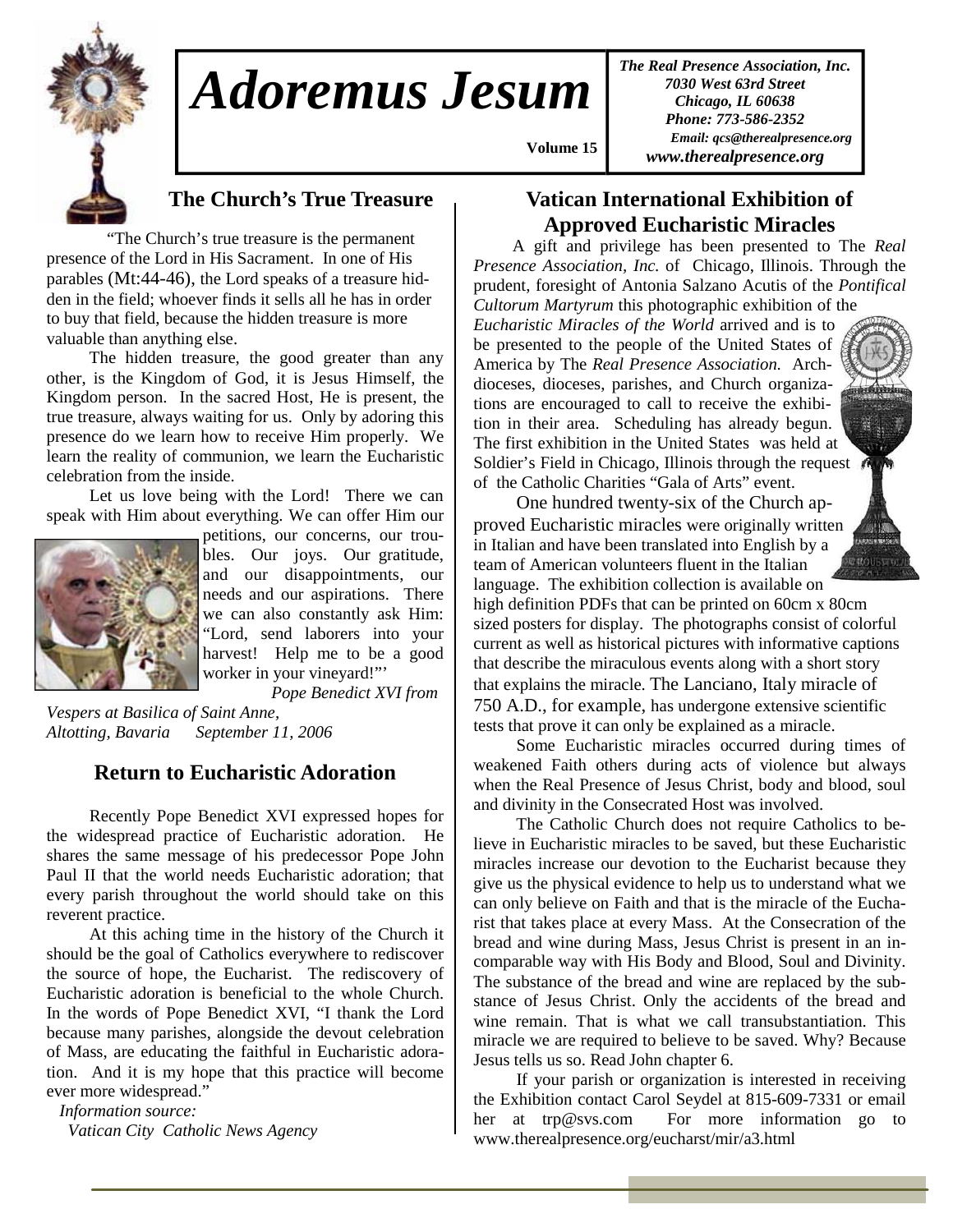# Adoremus Jesum

Volume 15

*The Real Presence Association, Inc.*
*7030 West 63rd Street*
*Chicago, IL 60638*
*Phone: 773-586-2352*
*Email: qcs@therealpresence.org*
*www.therealpresence.org*

## The Church's True Treasure

"The Church's true treasure is the permanent presence of the Lord in His Sacrament. In one of His parables (Mt:44-46), the Lord speaks of a treasure hidden in the field; whoever finds it sells all he has in order to buy that field, because the hidden treasure is more valuable than anything else.

The hidden treasure, the good greater than any other, is the Kingdom of God, it is Jesus Himself, the Kingdom person. In the sacred Host, He is present, the true treasure, always waiting for us. Only by adoring this presence do we learn how to receive Him properly. We learn the reality of communion, we learn the Eucharistic celebration from the inside.

Let us love being with the Lord! There we can speak with Him about everything. We can offer Him our petitions, our concerns, our troubles. Our joys. Our gratitude, and our disappointments, our needs and our aspirations. There we can also constantly ask Him: "Lord, send laborers into your harvest! Help me to be a good worker in your vineyard!"'

*Pope Benedict XVI from Vespers at Basilica of Saint Anne, Altotting, Bavaria September 11, 2006*

## Return to Eucharistic Adoration

Recently Pope Benedict XVI expressed hopes for the widespread practice of Eucharistic adoration. He shares the same message of his predecessor Pope John Paul II that the world needs Eucharistic adoration; that every parish throughout the world should take on this reverent practice.

At this aching time in the history of the Church it should be the goal of Catholics everywhere to rediscover the source of hope, the Eucharist. The rediscovery of Eucharistic adoration is beneficial to the whole Church. In the words of Pope Benedict XVI, "I thank the Lord because many parishes, alongside the devout celebration of Mass, are educating the faithful in Eucharistic adoration. And it is my hope that this practice will become ever more widespread."

*Information source:*
*Vatican City Catholic News Agency*

## Vatican International Exhibition of Approved Eucharistic Miracles

A gift and privilege has been presented to The *Real Presence Association, Inc.* of Chicago, Illinois. Through the prudent, foresight of Antonia Salzano Acutis of the *Pontifical Cultorum Martyrum* this photographic exhibition of the *Eucharistic Miracles of the World* arrived and is to be presented to the people of the United States of America by The *Real Presence Association.* Archdioceses, dioceses, parishes, and Church organizations are encouraged to call to receive the exhibition in their area. Scheduling has already begun. The first exhibition in the United States was held at Soldier's Field in Chicago, Illinois through the request of the Catholic Charities "Gala of Arts" event.

One hundred twenty-six of the Church approved Eucharistic miracles were originally written in Italian and have been translated into English by a team of American volunteers fluent in the Italian language. The exhibition collection is available on high definition PDFs that can be printed on 60cm x 80cm sized posters for display. The photographs consist of colorful current as well as historical pictures with informative captions that describe the miraculous events along with a short story that explains the miracle. The Lanciano, Italy miracle of 750 A.D., for example, has undergone extensive scientific tests that prove it can only be explained as a miracle.

Some Eucharistic miracles occurred during times of weakened Faith others during acts of violence but always when the Real Presence of Jesus Christ, body and blood, soul and divinity in the Consecrated Host was involved.

The Catholic Church does not require Catholics to believe in Eucharistic miracles to be saved, but these Eucharistic miracles increase our devotion to the Eucharist because they give us the physical evidence to help us to understand what we can only believe on Faith and that is the miracle of the Eucharist that takes place at every Mass. At the Consecration of the bread and wine during Mass, Jesus Christ is present in an incomparable way with His Body and Blood, Soul and Divinity. The substance of the bread and wine are replaced by the substance of Jesus Christ. Only the accidents of the bread and wine remain. That is what we call transubstantiation. This miracle we are required to believe to be saved. Why? Because Jesus tells us so. Read John chapter 6.

If your parish or organization is interested in receiving the Exhibition contact Carol Seydel at 815-609-7331 or email her at trp@svs.com For more information go to www.therealpresence.org/eucharst/mir/a3.html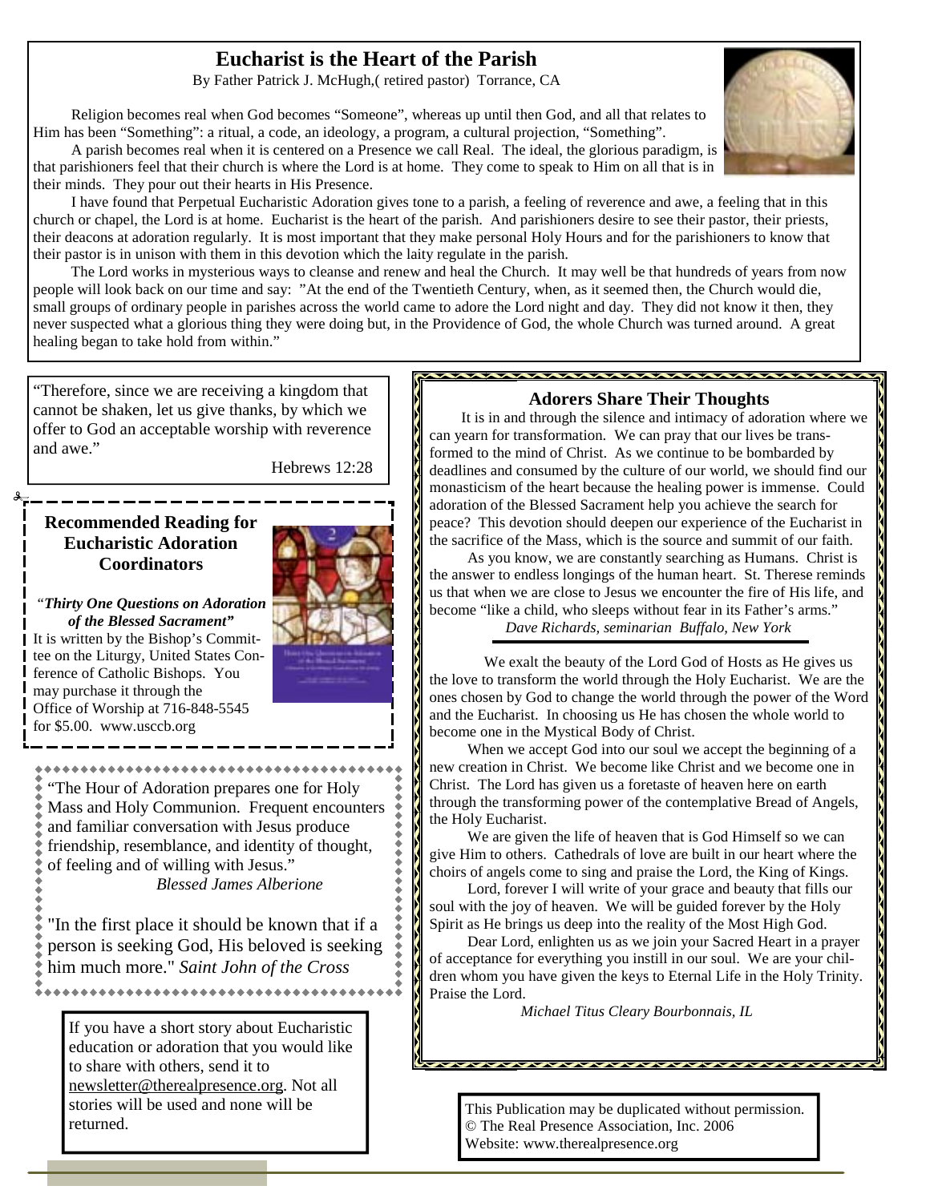## Eucharist is the Heart of the Parish

By Father Patrick J. McHugh,( retired pastor) Torrance, CA

Religion becomes real when God becomes "Someone", whereas up until then God, and all that relates to Him has been "Something": a ritual, a code, an ideology, a program, a cultural projection, "Something".

A parish becomes real when it is centered on a Presence we call Real. The ideal, the glorious paradigm, is that parishioners feel that their church is where the Lord is at home. They come to speak to Him on all that is in their minds. They pour out their hearts in His Presence.

I have found that Perpetual Eucharistic Adoration gives tone to a parish, a feeling of reverence and awe, a feeling that in this church or chapel, the Lord is at home. Eucharist is the heart of the parish. And parishioners desire to see their pastor, their priests, their deacons at adoration regularly. It is most important that they make personal Holy Hours and for the parishioners to know that their pastor is in unison with them in this devotion which the laity regulate in the parish.

The Lord works in mysterious ways to cleanse and renew and heal the Church. It may well be that hundreds of years from now people will look back on our time and say: "At the end of the Twentieth Century, when, as it seemed then, the Church would die, small groups of ordinary people in parishes across the world came to adore the Lord night and day. They did not know it then, they never suspected what a glorious thing they were doing but, in the Providence of God, the whole Church was turned around. A great healing began to take hold from within."

"Therefore, since we are receiving a kingdom that cannot be shaken, let us give thanks, by which we offer to God an acceptable worship with reverence and awe."

Hebrews 12:28

### Recommended Reading for Eucharistic Adoration Coordinators

*"Thirty One Questions on Adoration of the Blessed Sacrament"*

It is written by the Bishop's Committee on the Liturgy, United States Conference of Catholic Bishops. You may purchase it through the Office of Worship at 716-848-5545 for $5.00. www.usccb.org

"The Hour of Adoration prepares one for Holy Mass and Holy Communion. Frequent encounters and familiar conversation with Jesus produce friendship, resemblance, and identity of thought, of feeling and of willing with Jesus."

*Blessed James Alberione*

"In the first place it should be known that if a person is seeking God, His beloved is seeking him much more." *Saint John of the Cross*

If you have a short story about Eucharistic education or adoration that you would like to share with others, send it to newsletter@therealpresence.org. Not all stories will be used and none will be returned.

### Adorers Share Their Thoughts

It is in and through the silence and intimacy of adoration where we can yearn for transformation. We can pray that our lives be transformed to the mind of Christ. As we continue to be bombarded by deadlines and consumed by the culture of our world, we should find our monasticism of the heart because the healing power is immense. Could adoration of the Blessed Sacrament help you achieve the search for peace? This devotion should deepen our experience of the Eucharist in the sacrifice of the Mass, which is the source and summit of our faith.

As you know, we are constantly searching as Humans. Christ is the answer to endless longings of the human heart. St. Therese reminds us that when we are close to Jesus we encounter the fire of His life, and become "like a child, who sleeps without fear in its Father's arms."

*Dave Richards, seminarian Buffalo, New York*

We exalt the beauty of the Lord God of Hosts as He gives us the love to transform the world through the Holy Eucharist. We are the ones chosen by God to change the world through the power of the Word and the Eucharist. In choosing us He has chosen the whole world to become one in the Mystical Body of Christ.

When we accept God into our soul we accept the beginning of a new creation in Christ. We become like Christ and we become one in Christ. The Lord has given us a foretaste of heaven here on earth through the transforming power of the contemplative Bread of Angels, the Holy Eucharist.

We are given the life of heaven that is God Himself so we can give Him to others. Cathedrals of love are built in our heart where the choirs of angels come to sing and praise the Lord, the King of Kings.

Lord, forever I will write of your grace and beauty that fills our soul with the joy of heaven. We will be guided forever by the Holy Spirit as He brings us deep into the reality of the Most High God.

Dear Lord, enlighten us as we join your Sacred Heart in a prayer of acceptance for everything you instill in our soul. We are your children whom you have given the keys to Eternal Life in the Holy Trinity. Praise the Lord.

*Michael Titus Cleary Bourbonnais, IL*

This Publication may be duplicated without permission.
© The Real Presence Association, Inc. 2006
Website: www.therealpresence.org